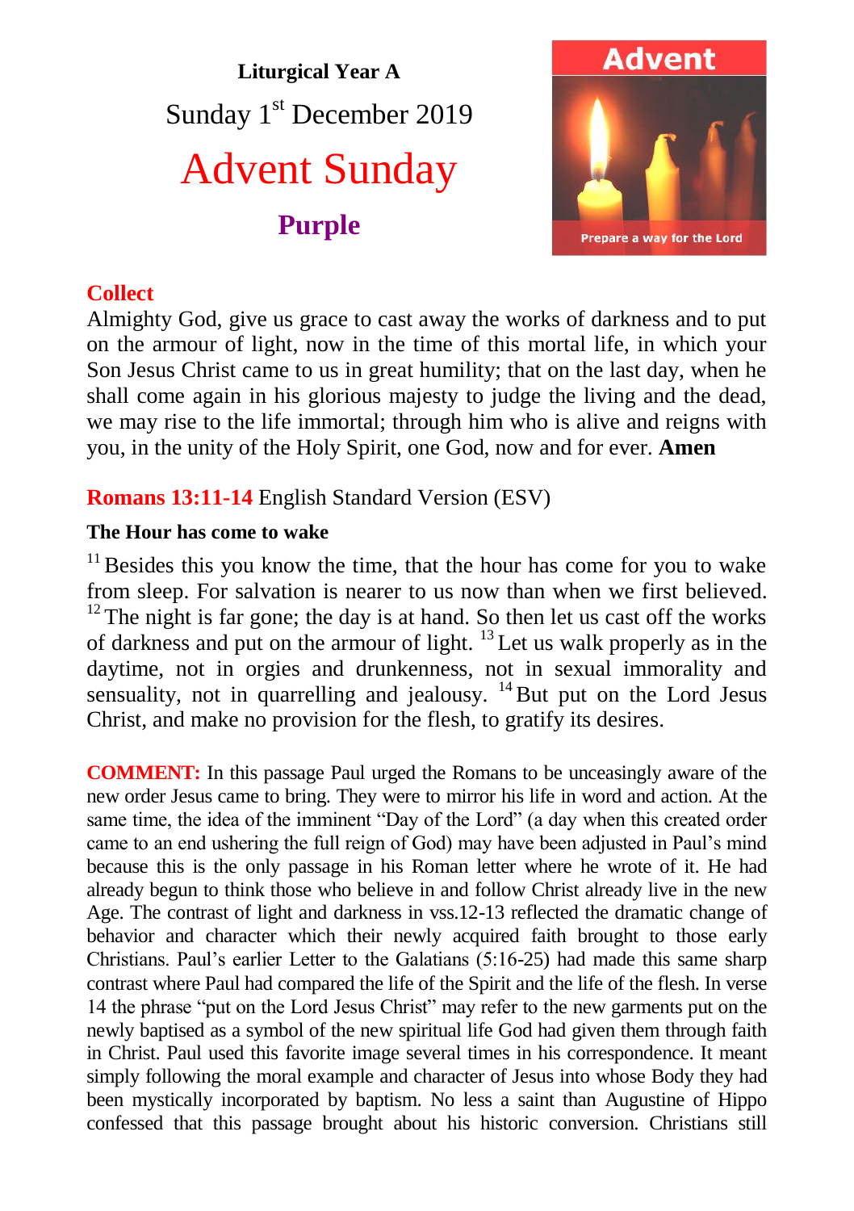**Liturgical Year A**

Sunday 1st December 2019

# Advent Sunday

**Purple**

## Collect

Almighty God, give us grace to cast away the works of darkness and to put on the armour of light, now in the time of this mortal life, in which your Son Jesus Christ came to us in great humility; that on the last day, when he shall come again in his glorious majesty to judge the living and the dead, we may rise to the life immortal; through him who is alive and reigns with you, in the unity of the Holy Spirit, one God, now and for ever. **Amen**

## Romans 13:11-14 English Standard Version (ESV)

**The Hour has come to wake**

[11] Besides this you know the time, that the hour has come for you to wake from sleep. For salvation is nearer to us now than when we first believed. [12] The night is far gone; the day is at hand. So then let us cast off the works of darkness and put on the armour of light. [13] Let us walk properly as in the daytime, not in orgies and drunkenness, not in sexual immorality and sensuality, not in quarrelling and jealousy. [14] But put on the Lord Jesus Christ, and make no provision for the flesh, to gratify its desires.

**COMMENT:** In this passage Paul urged the Romans to be unceasingly aware of the new order Jesus came to bring. They were to mirror his life in word and action. At the same time, the idea of the imminent "Day of the Lord" (a day when this created order came to an end ushering the full reign of God) may have been adjusted in Paul's mind because this is the only passage in his Roman letter where he wrote of it. He had already begun to think those who believe in and follow Christ already live in the new Age. The contrast of light and darkness in vss.12-13 reflected the dramatic change of behavior and character which their newly acquired faith brought to those early Christians. Paul's earlier Letter to the Galatians (5:16-25) had made this same sharp contrast where Paul had compared the life of the Spirit and the life of the flesh. In verse 14 the phrase "put on the Lord Jesus Christ" may refer to the new garments put on the newly baptised as a symbol of the new spiritual life God had given them through faith in Christ. Paul used this favorite image several times in his correspondence. It meant simply following the moral example and character of Jesus into whose Body they had been mystically incorporated by baptism. No less a saint than Augustine of Hippo confessed that this passage brought about his historic conversion. Christians still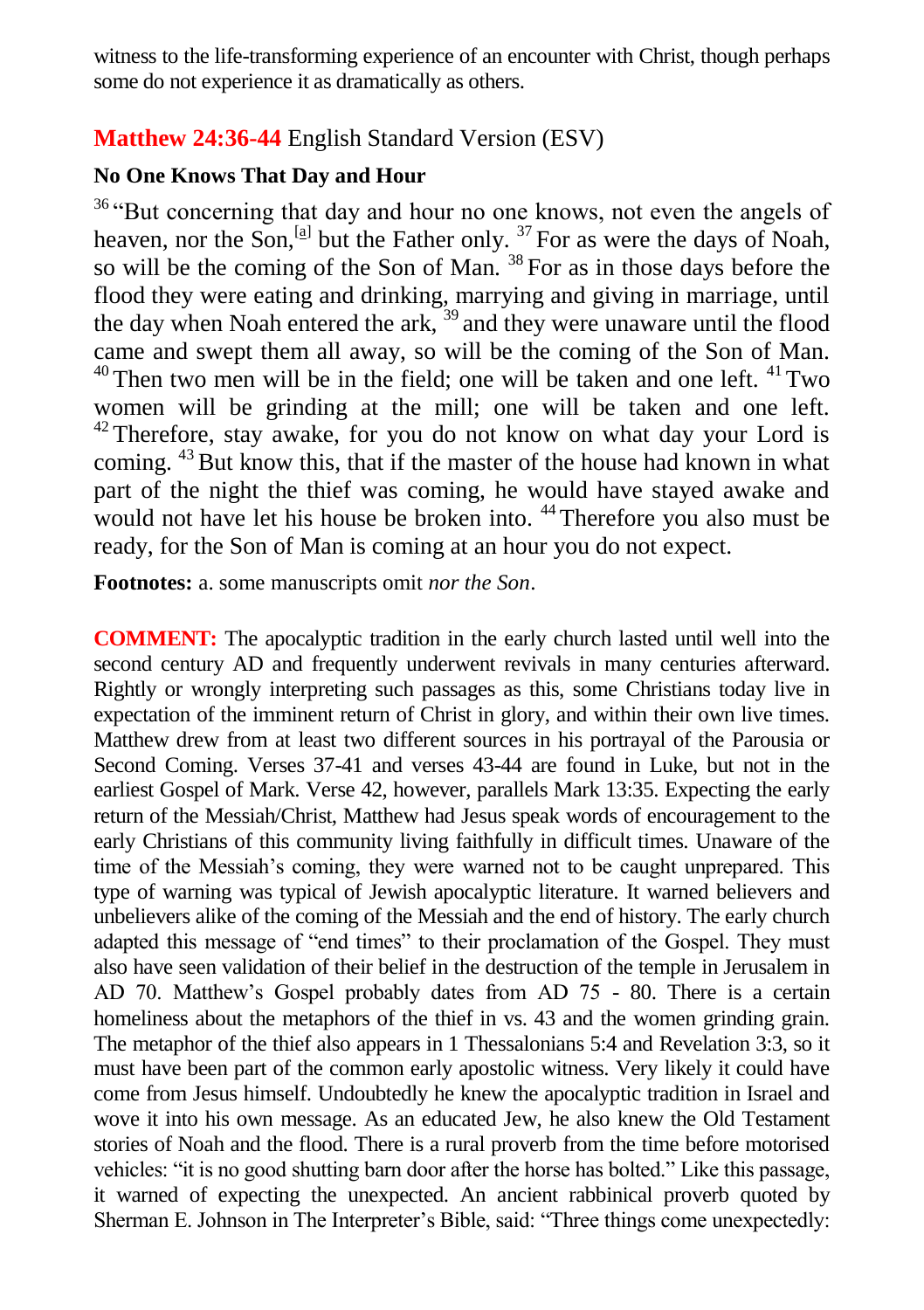witness to the life-transforming experience of an encounter with Christ, though perhaps some do not experience it as dramatically as others.

## Matthew 24:36-44 English Standard Version (ESV)

### No One Knows That Day and Hour

[36] "But concerning that day and hour no one knows, not even the angels of heaven, nor the Son,[a] but the Father only. [37] For as were the days of Noah, so will be the coming of the Son of Man. [38] For as in those days before the flood they were eating and drinking, marrying and giving in marriage, until the day when Noah entered the ark, [39] and they were unaware until the flood came and swept them all away, so will be the coming of the Son of Man. [40] Then two men will be in the field; one will be taken and one left. [41] Two women will be grinding at the mill; one will be taken and one left. [42] Therefore, stay awake, for you do not know on what day your Lord is coming. [43] But know this, that if the master of the house had known in what part of the night the thief was coming, he would have stayed awake and would not have let his house be broken into. [44] Therefore you also must be ready, for the Son of Man is coming at an hour you do not expect.

**Footnotes:** a. some manuscripts omit *nor the Son*.

**COMMENT:** The apocalyptic tradition in the early church lasted until well into the second century AD and frequently underwent revivals in many centuries afterward. Rightly or wrongly interpreting such passages as this, some Christians today live in expectation of the imminent return of Christ in glory, and within their own live times. Matthew drew from at least two different sources in his portrayal of the Parousia or Second Coming. Verses 37-41 and verses 43-44 are found in Luke, but not in the earliest Gospel of Mark. Verse 42, however, parallels Mark 13:35. Expecting the early return of the Messiah/Christ, Matthew had Jesus speak words of encouragement to the early Christians of this community living faithfully in difficult times. Unaware of the time of the Messiah's coming, they were warned not to be caught unprepared. This type of warning was typical of Jewish apocalyptic literature. It warned believers and unbelievers alike of the coming of the Messiah and the end of history. The early church adapted this message of "end times" to their proclamation of the Gospel. They must also have seen validation of their belief in the destruction of the temple in Jerusalem in AD 70. Matthew's Gospel probably dates from AD 75 - 80. There is a certain homeliness about the metaphors of the thief in vs. 43 and the women grinding grain. The metaphor of the thief also appears in 1 Thessalonians 5:4 and Revelation 3:3, so it must have been part of the common early apostolic witness. Very likely it could have come from Jesus himself. Undoubtedly he knew the apocalyptic tradition in Israel and wove it into his own message. As an educated Jew, he also knew the Old Testament stories of Noah and the flood. There is a rural proverb from the time before motorised vehicles: "it is no good shutting barn door after the horse has bolted." Like this passage, it warned of expecting the unexpected. An ancient rabbinical proverb quoted by Sherman E. Johnson in The Interpreter's Bible, said: "Three things come unexpectedly: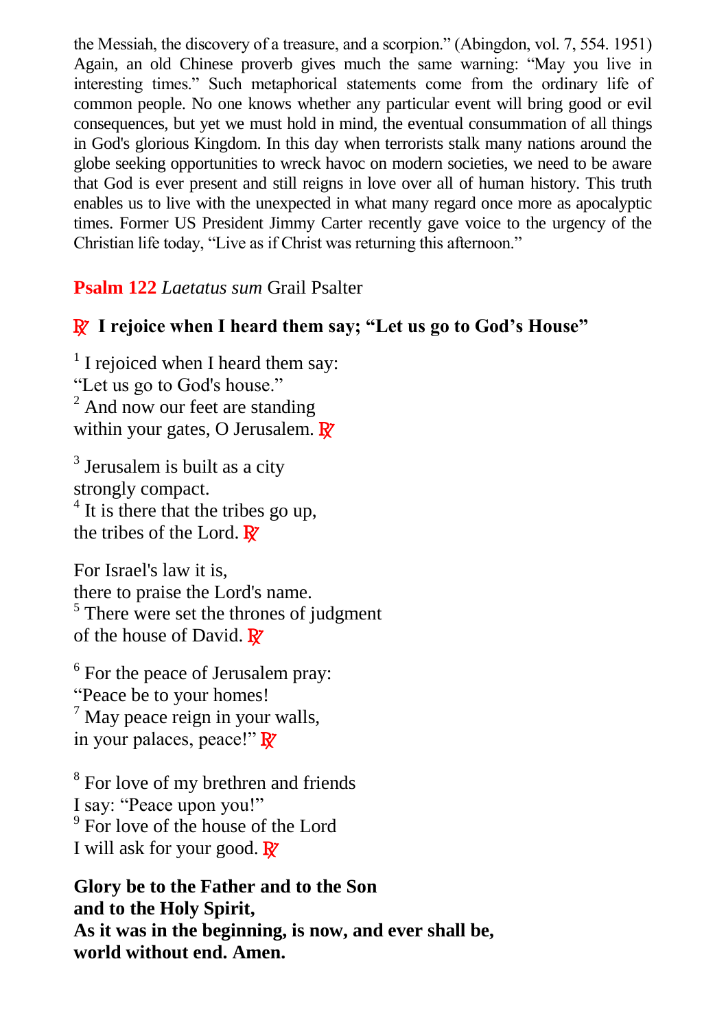the Messiah, the discovery of a treasure, and a scorpion." (Abingdon, vol. 7, 554. 1951) Again, an old Chinese proverb gives much the same warning: "May you live in interesting times." Such metaphorical statements come from the ordinary life of common people. No one knows whether any particular event will bring good or evil consequences, but yet we must hold in mind, the eventual consummation of all things in God's glorious Kingdom. In this day when terrorists stalk many nations around the globe seeking opportunities to wreck havoc on modern societies, we need to be aware that God is ever present and still reigns in love over all of human history. This truth enables us to live with the unexpected in what many regard once more as apocalyptic times. Former US President Jimmy Carter recently gave voice to the urgency of the Christian life today, "Live as if Christ was returning this afternoon."

## **Psalm 122** *Laetatus sum* Grail Psalter

**℟ I rejoice when I heard them say; "Let us go to God's House"**

[1] I rejoiced when I heard them say:
"Let us go to God's house."
[2] And now our feet are standing
within your gates, O Jerusalem. ℟

[3] Jerusalem is built as a city
strongly compact.
[4] It is there that the tribes go up,
the tribes of the Lord. ℟

For Israel's law it is,
there to praise the Lord's name.
[5] There were set the thrones of judgment
of the house of David. ℟

[6] For the peace of Jerusalem pray:
"Peace be to your homes!
[7] May peace reign in your walls,
in your palaces, peace!" ℟

[8] For love of my brethren and friends
I say: "Peace upon you!"
[9] For love of the house of the Lord
I will ask for your good. ℟

**Glory be to the Father and to the Son**
**and to the Holy Spirit,**
**As it was in the beginning, is now, and ever shall be,**
**world without end. Amen.**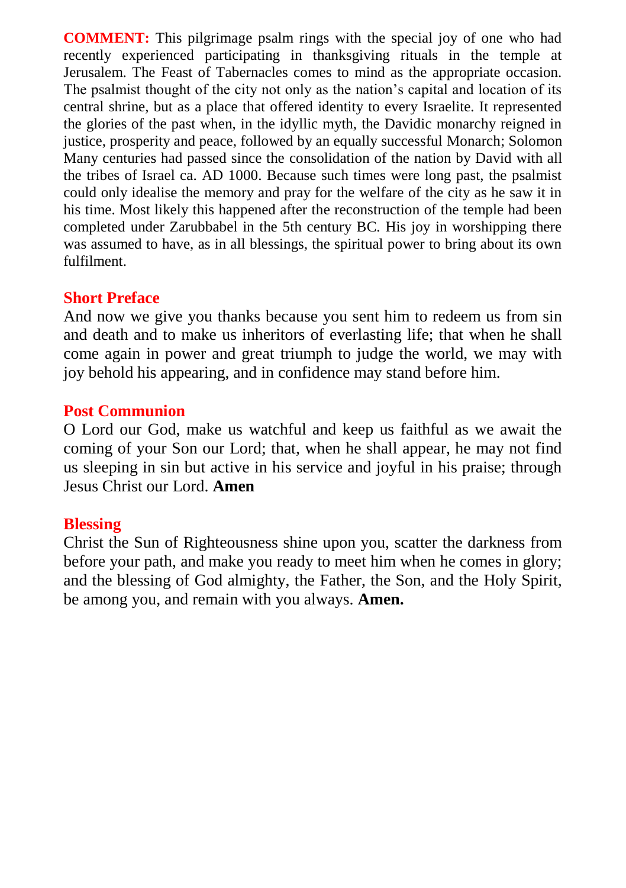**COMMENT:** This pilgrimage psalm rings with the special joy of one who had recently experienced participating in thanksgiving rituals in the temple at Jerusalem. The Feast of Tabernacles comes to mind as the appropriate occasion. The psalmist thought of the city not only as the nation's capital and location of its central shrine, but as a place that offered identity to every Israelite. It represented the glories of the past when, in the idyllic myth, the Davidic monarchy reigned in justice, prosperity and peace, followed by an equally successful Monarch; Solomon Many centuries had passed since the consolidation of the nation by David with all the tribes of Israel ca. AD 1000. Because such times were long past, the psalmist could only idealise the memory and pray for the welfare of the city as he saw it in his time. Most likely this happened after the reconstruction of the temple had been completed under Zarubbabel in the 5th century BC. His joy in worshipping there was assumed to have, as in all blessings, the spiritual power to bring about its own fulfilment.

## Short Preface

And now we give you thanks because you sent him to redeem us from sin and death and to make us inheritors of everlasting life; that when he shall come again in power and great triumph to judge the world, we may with joy behold his appearing, and in confidence may stand before him.

## Post Communion

O Lord our God, make us watchful and keep us faithful as we await the coming of your Son our Lord; that, when he shall appear, he may not find us sleeping in sin but active in his service and joyful in his praise; through Jesus Christ our Lord. **Amen**

## Blessing

Christ the Sun of Righteousness shine upon you, scatter the darkness from before your path, and make you ready to meet him when he comes in glory; and the blessing of God almighty, the Father, the Son, and the Holy Spirit, be among you, and remain with you always. **Amen.**